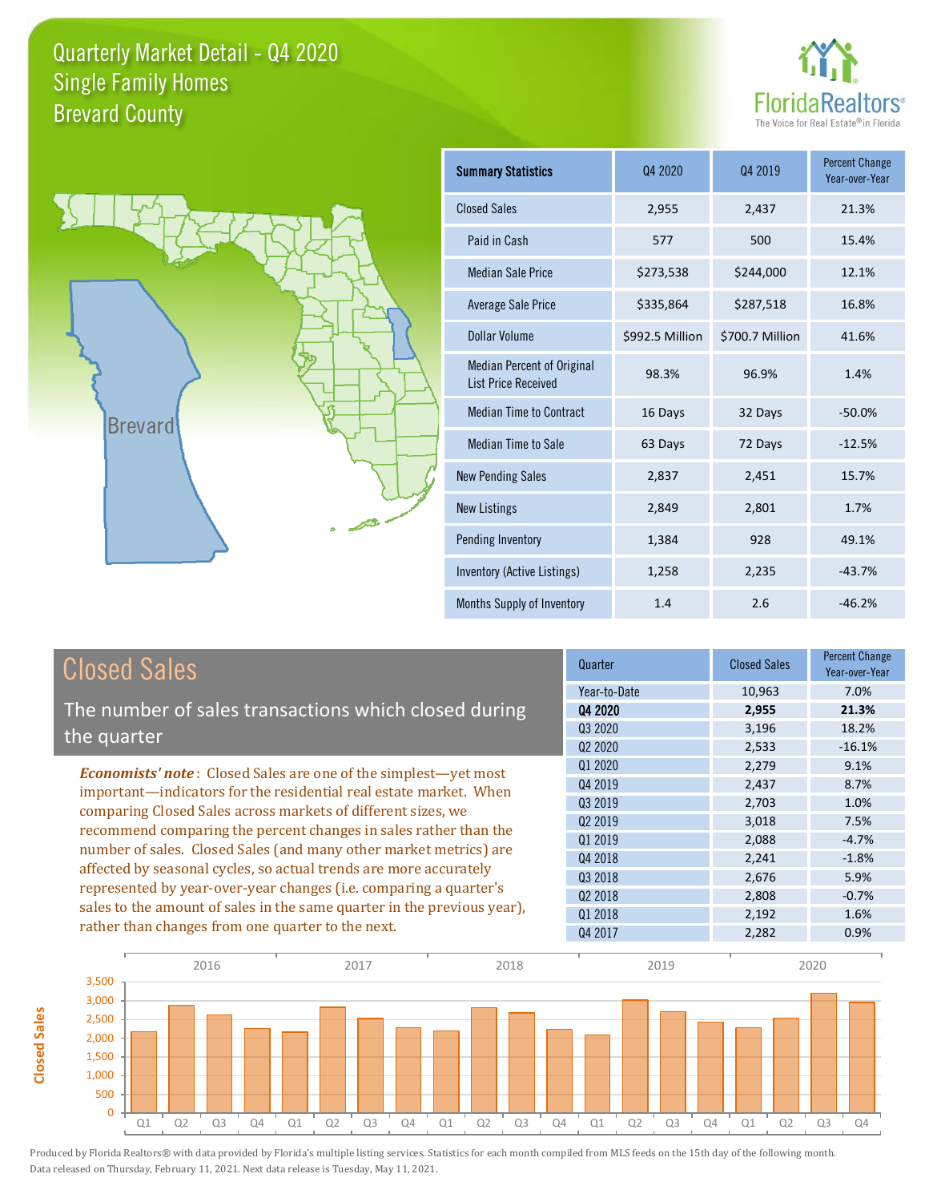# Quarterly Market Detail - Q4 2020
## Single Family Homes
## Brevard County

FloridaRealtors® The Voice for Real Estate® in Florida

| Summary Statistics | Q4 2020 | Q4 2019 | Percent Change Year-over-Year |
|---|---|---|---|
| Closed Sales | 2,955 | 2,437 | 21.3% |
| Paid in Cash | 577 | 500 | 15.4% |
| Median Sale Price | $273,538 | $244,000 | 12.1% |
| Average Sale Price | $335,864 | $287,518 | 16.8% |
| Dollar Volume | $992.5 Million | $700.7 Million | 41.6% |
| Median Percent of Original List Price Received | 98.3% | 96.9% | 1.4% |
| Median Time to Contract | 16 Days | 32 Days | -50.0% |
| Median Time to Sale | 63 Days | 72 Days | -12.5% |
| New Pending Sales | 2,837 | 2,451 | 15.7% |
| New Listings | 2,849 | 2,801 | 1.7% |
| Pending Inventory | 1,384 | 928 | 49.1% |
| Inventory (Active Listings) | 1,258 | 2,235 | -43.7% |
| Months Supply of Inventory | 1.4 | 2.6 | -46.2% |

## Closed Sales

The number of sales transactions which closed during the quarter

***Economists' note***: Closed Sales are one of the simplest—yet most important—indicators for the residential real estate market. When comparing Closed Sales across markets of different sizes, we recommend comparing the percent changes in sales rather than the number of sales. Closed Sales (and many other market metrics) are affected by seasonal cycles, so actual trends are more accurately represented by year-over-year changes (i.e. comparing a quarter's sales to the amount of sales in the same quarter in the previous year), rather than changes from one quarter to the next.

| Quarter | Closed Sales | Percent Change Year-over-Year |
|---|---|---|
| Year-to-Date | 10,963 | 7.0% |
| **Q4 2020** | **2,955** | **21.3%** |
| Q3 2020 | 3,196 | 18.2% |
| Q2 2020 | 2,533 | -16.1% |
| Q1 2020 | 2,279 | 9.1% |
| Q4 2019 | 2,437 | 8.7% |
| Q3 2019 | 2,703 | 1.0% |
| Q2 2019 | 3,018 | 7.5% |
| Q1 2019 | 2,088 | -4.7% |
| Q4 2018 | 2,241 | -1.8% |
| Q3 2018 | 2,676 | 5.9% |
| Q2 2018 | 2,808 | -0.7% |
| Q1 2018 | 2,192 | 1.6% |
| Q4 2017 | 2,282 | 0.9% |

Produced by Florida Realtors® with data provided by Florida's multiple listing services. Statistics for each month compiled from MLS feeds on the 15th day of the following month. Data released on Thursday, February 11, 2021. Next data release is Tuesday, May 11, 2021.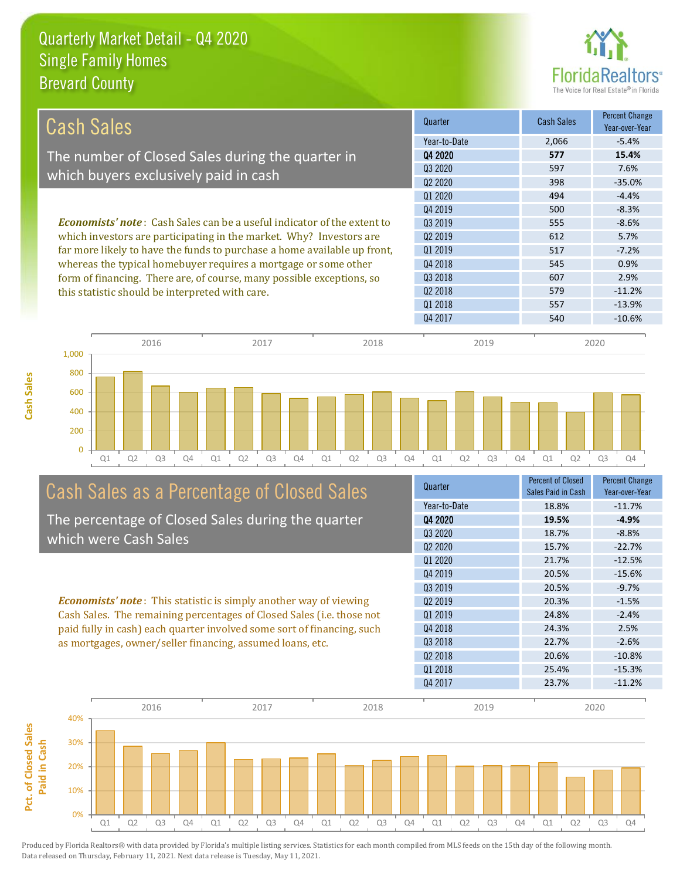# Quarterly Market Detail - Q4 2020
## Single Family Homes
## Brevard County

## Cash Sales

The number of Closed Sales during the quarter in which buyers exclusively paid in cash

*Economists' note*: Cash Sales can be a useful indicator of the extent to which investors are participating in the market. Why? Investors are far more likely to have the funds to purchase a home available up front, whereas the typical homebuyer requires a mortgage or some other form of financing. There are, of course, many possible exceptions, so this statistic should be interpreted with care.

| Quarter | Cash Sales | Percent Change Year-over-Year |
|---|---|---|
| Year-to-Date | 2,066 | -5.4% |
| **Q4 2020** | **577** | **15.4%** |
| Q3 2020 | 597 | 7.6% |
| Q2 2020 | 398 | -35.0% |
| Q1 2020 | 494 | -4.4% |
| Q4 2019 | 500 | -8.3% |
| Q3 2019 | 555 | -8.6% |
| Q2 2019 | 612 | 5.7% |
| Q1 2019 | 517 | -7.2% |
| Q4 2018 | 545 | 0.9% |
| Q3 2018 | 607 | 2.9% |
| Q2 2018 | 579 | -11.2% |
| Q1 2018 | 557 | -13.9% |
| Q4 2017 | 540 | -10.6% |

## Cash Sales as a Percentage of Closed Sales

The percentage of Closed Sales during the quarter which were Cash Sales

*Economists' note*: This statistic is simply another way of viewing Cash Sales. The remaining percentages of Closed Sales (i.e. those not paid fully in cash) each quarter involved some sort of financing, such as mortgages, owner/seller financing, assumed loans, etc.

| Quarter | Percent of Closed Sales Paid in Cash | Percent Change Year-over-Year |
|---|---|---|
| Year-to-Date | 18.8% | -11.7% |
| **Q4 2020** | **19.5%** | **-4.9%** |
| Q3 2020 | 18.7% | -8.8% |
| Q2 2020 | 15.7% | -22.7% |
| Q1 2020 | 21.7% | -12.5% |
| Q4 2019 | 20.5% | -15.6% |
| Q3 2019 | 20.5% | -9.7% |
| Q2 2019 | 20.3% | -1.5% |
| Q1 2019 | 24.8% | -2.4% |
| Q4 2018 | 24.3% | 2.5% |
| Q3 2018 | 22.7% | -2.6% |
| Q2 2018 | 20.6% | -10.8% |
| Q1 2018 | 25.4% | -15.3% |
| Q4 2017 | 23.7% | -11.2% |

Produced by Florida Realtors® with data provided by Florida's multiple listing services. Statistics for each month compiled from MLS feeds on the 15th day of the following month. Data released on Thursday, February 11, 2021. Next data release is Tuesday, May 11, 2021.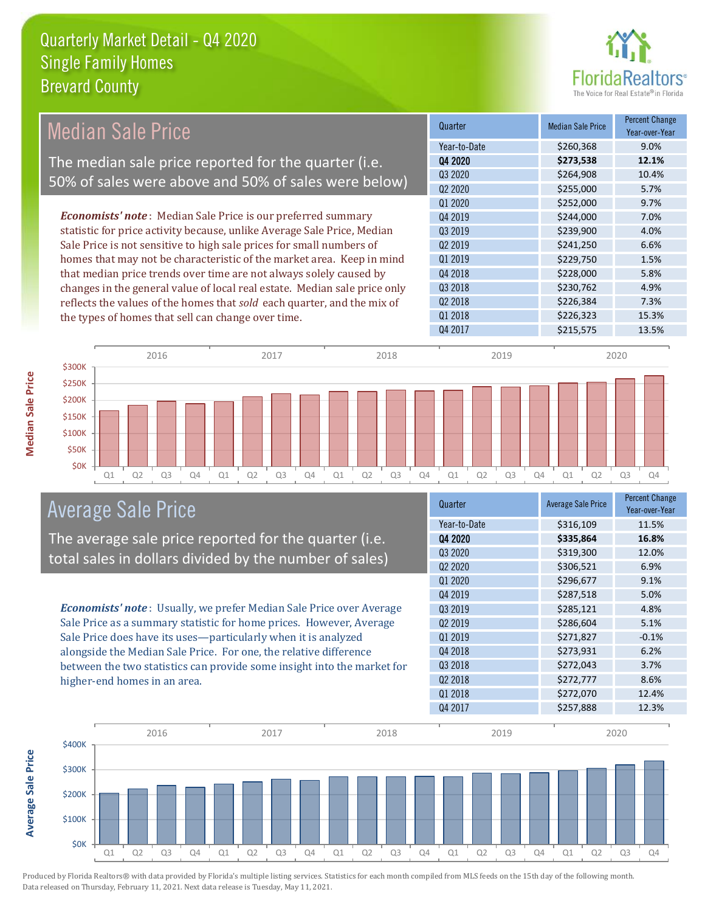# Quarterly Market Detail - Q4 2020
## Single Family Homes
## Brevard County

## Median Sale Price

The median sale price reported for the quarter (i.e. 50% of sales were above and 50% of sales were below)

*Economists' note*: Median Sale Price is our preferred summary statistic for price activity because, unlike Average Sale Price, Median Sale Price is not sensitive to high sale prices for small numbers of homes that may not be characteristic of the market area. Keep in mind that median price trends over time are not always solely caused by changes in the general value of local real estate. Median sale price only reflects the values of the homes that *sold* each quarter, and the mix of the types of homes that sell can change over time.

| Quarter | Median Sale Price | Percent Change Year-over-Year |
|---|---|---|
| Year-to-Date | $260,368 | 9.0% |
| **Q4 2020** | **$273,538** | **12.1%** |
| Q3 2020 | $264,908 | 10.4% |
| Q2 2020 | $255,000 | 5.7% |
| Q1 2020 | $252,000 | 9.7% |
| Q4 2019 | $244,000 | 7.0% |
| Q3 2019 | $239,900 | 4.0% |
| Q2 2019 | $241,250 | 6.6% |
| Q1 2019 | $229,750 | 1.5% |
| Q4 2018 | $228,000 | 5.8% |
| Q3 2018 | $230,762 | 4.9% |
| Q2 2018 | $226,384 | 7.3% |
| Q1 2018 | $226,323 | 15.3% |
| Q4 2017 | $215,575 | 13.5% |

## Average Sale Price

The average sale price reported for the quarter (i.e. total sales in dollars divided by the number of sales)

*Economists' note*: Usually, we prefer Median Sale Price over Average Sale Price as a summary statistic for home prices. However, Average Sale Price does have its uses—particularly when it is analyzed alongside the Median Sale Price. For one, the relative difference between the two statistics can provide some insight into the market for higher-end homes in an area.

| Quarter | Average Sale Price | Percent Change Year-over-Year |
|---|---|---|
| Year-to-Date | $316,109 | 11.5% |
| **Q4 2020** | **$335,864** | **16.8%** |
| Q3 2020 | $319,300 | 12.0% |
| Q2 2020 | $306,521 | 6.9% |
| Q1 2020 | $296,677 | 9.1% |
| Q4 2019 | $287,518 | 5.0% |
| Q3 2019 | $285,121 | 4.8% |
| Q2 2019 | $286,604 | 5.1% |
| Q1 2019 | $271,827 | -0.1% |
| Q4 2018 | $273,931 | 6.2% |
| Q3 2018 | $272,043 | 3.7% |
| Q2 2018 | $272,777 | 8.6% |
| Q1 2018 | $272,070 | 12.4% |
| Q4 2017 | $257,888 | 12.3% |

Produced by Florida Realtors® with data provided by Florida's multiple listing services. Statistics for each month compiled from MLS feeds on the 15th day of the following month. Data released on Thursday, February 11, 2021. Next data release is Tuesday, May 11, 2021.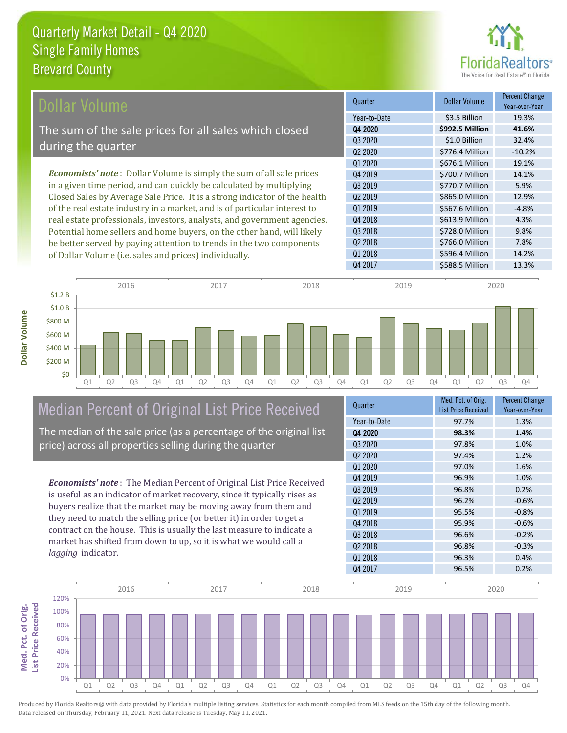# Quarterly Market Detail - Q4 2020
## Single Family Homes
## Brevard County

## Dollar Volume

The sum of the sale prices for all sales which closed during the quarter

***Economists' note***: Dollar Volume is simply the sum of all sale prices in a given time period, and can quickly be calculated by multiplying Closed Sales by Average Sale Price. It is a strong indicator of the health of the real estate industry in a market, and is of particular interest to real estate professionals, investors, analysts, and government agencies. Potential home sellers and home buyers, on the other hand, will likely be better served by paying attention to trends in the two components of Dollar Volume (i.e. sales and prices) individually.

| Quarter | Dollar Volume | Percent Change Year-over-Year |
|---|---|---|
| Year-to-Date | $3.5 Billion | 19.3% |
| **Q4 2020** | **$992.5 Million** | **41.6%** |
| Q3 2020 | $1.0 Billion | 32.4% |
| Q2 2020 | $776.4 Million | -10.2% |
| Q1 2020 | $676.1 Million | 19.1% |
| Q4 2019 | $700.7 Million | 14.1% |
| Q3 2019 | $770.7 Million | 5.9% |
| Q2 2019 | $865.0 Million | 12.9% |
| Q1 2019 | $567.6 Million | -4.8% |
| Q4 2018 | $613.9 Million | 4.3% |
| Q3 2018 | $728.0 Million | 9.8% |
| Q2 2018 | $766.0 Million | 7.8% |
| Q1 2018 | $596.4 Million | 14.2% |
| Q4 2017 | $588.5 Million | 13.3% |

## Median Percent of Original List Price Received

The median of the sale price (as a percentage of the original list price) across all properties selling during the quarter

***Economists' note***: The Median Percent of Original List Price Received is useful as an indicator of market recovery, since it typically rises as buyers realize that the market may be moving away from them and they need to match the selling price (or better it) in order to get a contract on the house. This is usually the last measure to indicate a market has shifted from down to up, so it is what we would call a *lagging* indicator.

| Quarter | Med. Pct. of Orig. List Price Received | Percent Change Year-over-Year |
|---|---|---|
| Year-to-Date | 97.7% | 1.3% |
| **Q4 2020** | **98.3%** | **1.4%** |
| Q3 2020 | 97.8% | 1.0% |
| Q2 2020 | 97.4% | 1.2% |
| Q1 2020 | 97.0% | 1.6% |
| Q4 2019 | 96.9% | 1.0% |
| Q3 2019 | 96.8% | 0.2% |
| Q2 2019 | 96.2% | -0.6% |
| Q1 2019 | 95.5% | -0.8% |
| Q4 2018 | 95.9% | -0.6% |
| Q3 2018 | 96.6% | -0.2% |
| Q2 2018 | 96.8% | -0.3% |
| Q1 2018 | 96.3% | 0.4% |
| Q4 2017 | 96.5% | 0.2% |

Produced by Florida Realtors® with data provided by Florida's multiple listing services. Statistics for each month compiled from MLS feeds on the 15th day of the following month. Data released on Thursday, February 11, 2021. Next data release is Tuesday, May 11, 2021.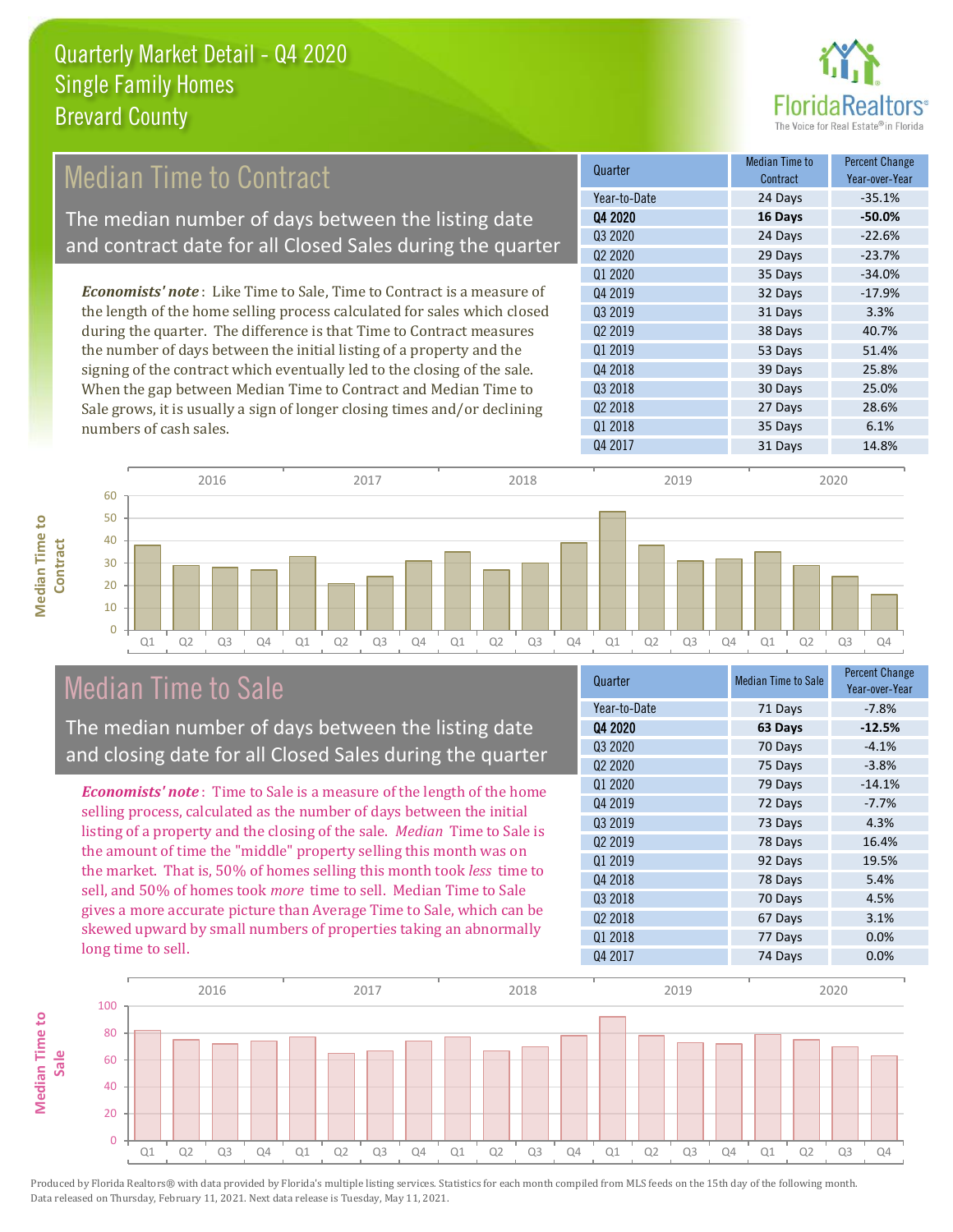# Quarterly Market Detail - Q4 2020
## Single Family Homes
## Brevard County

## Median Time to Contract

The median number of days between the listing date and contract date for all Closed Sales during the quarter

*Economists' note*: Like Time to Sale, Time to Contract is a measure of the length of the home selling process calculated for sales which closed during the quarter. The difference is that Time to Contract measures the number of days between the initial listing of a property and the signing of the contract which eventually led to the closing of the sale. When the gap between Median Time to Contract and Median Time to Sale grows, it is usually a sign of longer closing times and/or declining numbers of cash sales.

| Quarter | Median Time to Contract | Percent Change Year-over-Year |
|---|---|---|
| Year-to-Date | 24 Days | -35.1% |
| **Q4 2020** | **16 Days** | **-50.0%** |
| Q3 2020 | 24 Days | -22.6% |
| Q2 2020 | 29 Days | -23.7% |
| Q1 2020 | 35 Days | -34.0% |
| Q4 2019 | 32 Days | -17.9% |
| Q3 2019 | 31 Days | 3.3% |
| Q2 2019 | 38 Days | 40.7% |
| Q1 2019 | 53 Days | 51.4% |
| Q4 2018 | 39 Days | 25.8% |
| Q3 2018 | 30 Days | 25.0% |
| Q2 2018 | 27 Days | 28.6% |
| Q1 2018 | 35 Days | 6.1% |
| Q4 2017 | 31 Days | 14.8% |

## Median Time to Sale

The median number of days between the listing date and closing date for all Closed Sales during the quarter

*Economists' note*: Time to Sale is a measure of the length of the home selling process, calculated as the number of days between the initial listing of a property and the closing of the sale. *Median* Time to Sale is the amount of time the "middle" property selling this month was on the market. That is, 50% of homes selling this month took *less* time to sell, and 50% of homes took *more* time to sell. Median Time to Sale gives a more accurate picture than Average Time to Sale, which can be skewed upward by small numbers of properties taking an abnormally long time to sell.

| Quarter | Median Time to Sale | Percent Change Year-over-Year |
|---|---|---|
| Year-to-Date | 71 Days | -7.8% |
| **Q4 2020** | **63 Days** | **-12.5%** |
| Q3 2020 | 70 Days | -4.1% |
| Q2 2020 | 75 Days | -3.8% |
| Q1 2020 | 79 Days | -14.1% |
| Q4 2019 | 72 Days | -7.7% |
| Q3 2019 | 73 Days | 4.3% |
| Q2 2019 | 78 Days | 16.4% |
| Q1 2019 | 92 Days | 19.5% |
| Q4 2018 | 78 Days | 5.4% |
| Q3 2018 | 70 Days | 4.5% |
| Q2 2018 | 67 Days | 3.1% |
| Q1 2018 | 77 Days | 0.0% |
| Q4 2017 | 74 Days | 0.0% |

Produced by Florida Realtors® with data provided by Florida's multiple listing services. Statistics for each month compiled from MLS feeds on the 15th day of the following month. Data released on Thursday, February 11, 2021. Next data release is Tuesday, May 11, 2021.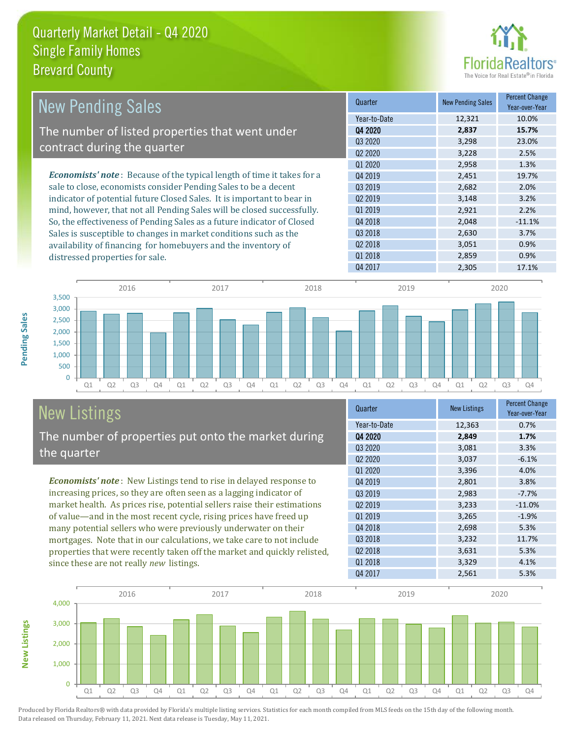# Quarterly Market Detail - Q4 2020
## Single Family Homes
## Brevard County

## New Pending Sales

The number of listed properties that went under contract during the quarter

*Economists' note*: Because of the typical length of time it takes for a sale to close, economists consider Pending Sales to be a decent indicator of potential future Closed Sales. It is important to bear in mind, however, that not all Pending Sales will be closed successfully. So, the effectiveness of Pending Sales as a future indicator of Closed Sales is susceptible to changes in market conditions such as the availability of financing for homebuyers and the inventory of distressed properties for sale.

| Quarter | New Pending Sales | Percent Change Year-over-Year |
|---|---|---|
| Year-to-Date | 12,321 | 10.0% |
| **Q4 2020** | **2,837** | **15.7%** |
| Q3 2020 | 3,298 | 23.0% |
| Q2 2020 | 3,228 | 2.5% |
| Q1 2020 | 2,958 | 1.3% |
| Q4 2019 | 2,451 | 19.7% |
| Q3 2019 | 2,682 | 2.0% |
| Q2 2019 | 3,148 | 3.2% |
| Q1 2019 | 2,921 | 2.2% |
| Q4 2018 | 2,048 | -11.1% |
| Q3 2018 | 2,630 | 3.7% |
| Q2 2018 | 3,051 | 0.9% |
| Q1 2018 | 2,859 | 0.9% |
| Q4 2017 | 2,305 | 17.1% |

## New Listings

The number of properties put onto the market during the quarter

*Economists' note*: New Listings tend to rise in delayed response to increasing prices, so they are often seen as a lagging indicator of market health. As prices rise, potential sellers raise their estimations of value—and in the most recent cycle, rising prices have freed up many potential sellers who were previously underwater on their mortgages. Note that in our calculations, we take care to not include properties that were recently taken off the market and quickly relisted, since these are not really *new* listings.

| Quarter | New Listings | Percent Change Year-over-Year |
|---|---|---|
| Year-to-Date | 12,363 | 0.7% |
| **Q4 2020** | **2,849** | **1.7%** |
| Q3 2020 | 3,081 | 3.3% |
| Q2 2020 | 3,037 | -6.1% |
| Q1 2020 | 3,396 | 4.0% |
| Q4 2019 | 2,801 | 3.8% |
| Q3 2019 | 2,983 | -7.7% |
| Q2 2019 | 3,233 | -11.0% |
| Q1 2019 | 3,265 | -1.9% |
| Q4 2018 | 2,698 | 5.3% |
| Q3 2018 | 3,232 | 11.7% |
| Q2 2018 | 3,631 | 5.3% |
| Q1 2018 | 3,329 | 4.1% |
| Q4 2017 | 2,561 | 5.3% |

Produced by Florida Realtors® with data provided by Florida's multiple listing services. Statistics for each month compiled from MLS feeds on the 15th day of the following month. Data released on Thursday, February 11, 2021. Next data release is Tuesday, May 11, 2021.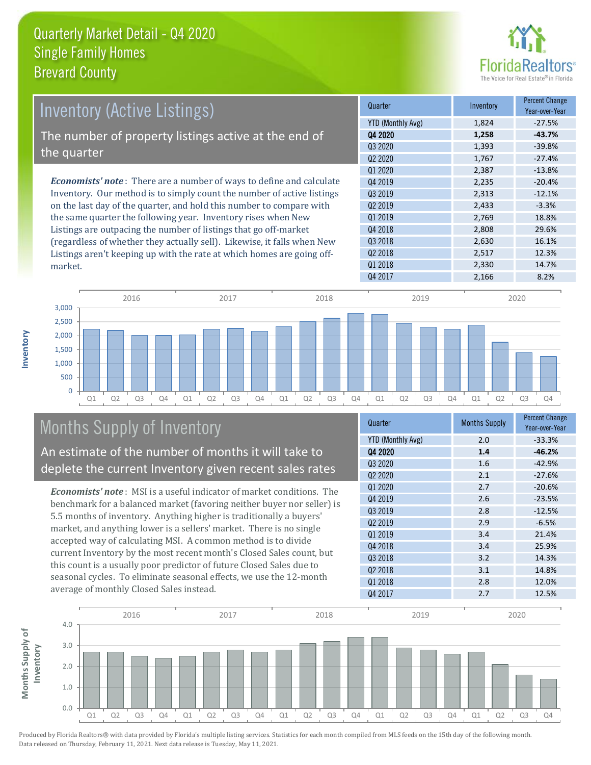# Quarterly Market Detail - Q4 2020
## Single Family Homes
## Brevard County

## Inventory (Active Listings)

The number of property listings active at the end of the quarter

*Economists' note*: There are a number of ways to define and calculate Inventory. Our method is to simply count the number of active listings on the last day of the quarter, and hold this number to compare with the same quarter the following year. Inventory rises when New Listings are outpacing the number of listings that go off-market (regardless of whether they actually sell). Likewise, it falls when New Listings aren't keeping up with the rate at which homes are going off-market.

| Quarter | Inventory | Percent Change Year-over-Year |
|---|---|---|
| YTD (Monthly Avg) | 1,824 | -27.5% |
| **Q4 2020** | **1,258** | **-43.7%** |
| Q3 2020 | 1,393 | -39.8% |
| Q2 2020 | 1,767 | -27.4% |
| Q1 2020 | 2,387 | -13.8% |
| Q4 2019 | 2,235 | -20.4% |
| Q3 2019 | 2,313 | -12.1% |
| Q2 2019 | 2,433 | -3.3% |
| Q1 2019 | 2,769 | 18.8% |
| Q4 2018 | 2,808 | 29.6% |
| Q3 2018 | 2,630 | 16.1% |
| Q2 2018 | 2,517 | 12.3% |
| Q1 2018 | 2,330 | 14.7% |
| Q4 2017 | 2,166 | 8.2% |

## Months Supply of Inventory

An estimate of the number of months it will take to deplete the current Inventory given recent sales rates

*Economists' note*: MSI is a useful indicator of market conditions. The benchmark for a balanced market (favoring neither buyer nor seller) is 5.5 months of inventory. Anything higher is traditionally a buyers' market, and anything lower is a sellers' market. There is no single accepted way of calculating MSI. A common method is to divide current Inventory by the most recent month's Closed Sales count, but this count is a usually poor predictor of future Closed Sales due to seasonal cycles. To eliminate seasonal effects, we use the 12-month average of monthly Closed Sales instead.

| Quarter | Months Supply | Percent Change Year-over-Year |
|---|---|---|
| YTD (Monthly Avg) | 2.0 | -33.3% |
| **Q4 2020** | **1.4** | **-46.2%** |
| Q3 2020 | 1.6 | -42.9% |
| Q2 2020 | 2.1 | -27.6% |
| Q1 2020 | 2.7 | -20.6% |
| Q4 2019 | 2.6 | -23.5% |
| Q3 2019 | 2.8 | -12.5% |
| Q2 2019 | 2.9 | -6.5% |
| Q1 2019 | 3.4 | 21.4% |
| Q4 2018 | 3.4 | 25.9% |
| Q3 2018 | 3.2 | 14.3% |
| Q2 2018 | 3.1 | 14.8% |
| Q1 2018 | 2.8 | 12.0% |
| Q4 2017 | 2.7 | 12.5% |

Produced by Florida Realtors® with data provided by Florida's multiple listing services. Statistics for each month compiled from MLS feeds on the 15th day of the following month. Data released on Thursday, February 11, 2021. Next data release is Tuesday, May 11, 2021.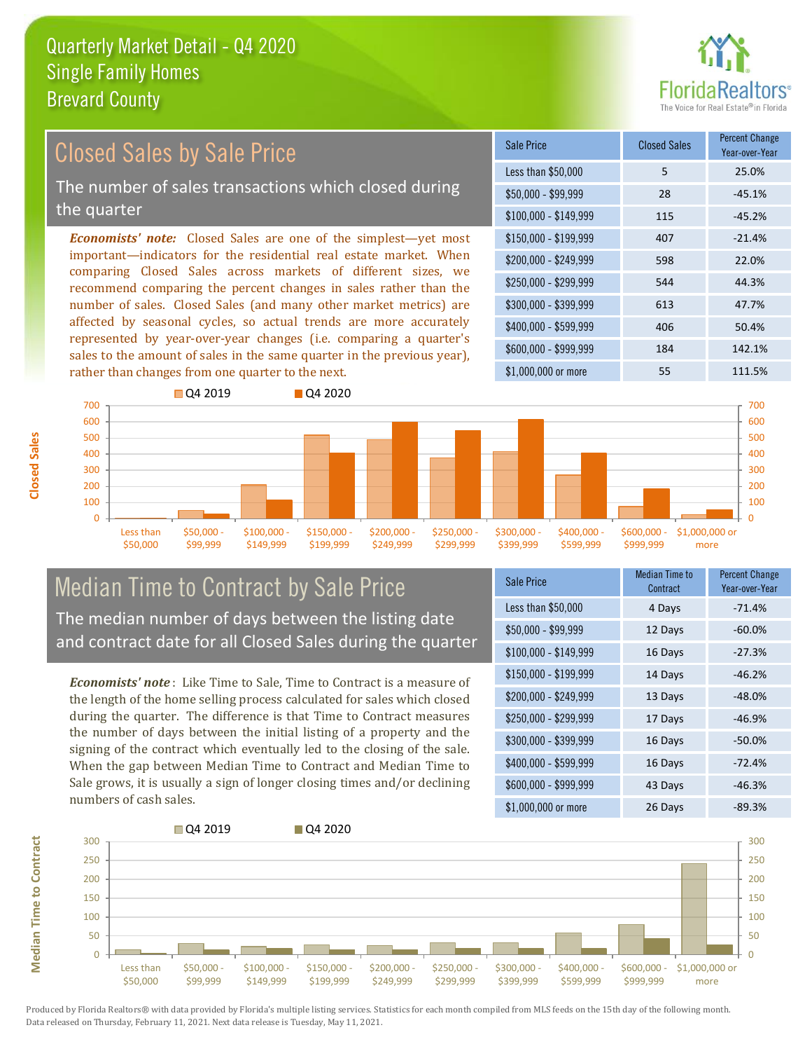# Quarterly Market Detail - Q4 2020
## Single Family Homes
## Brevard County

## Closed Sales by Sale Price

The number of sales transactions which closed during the quarter

*Economists' note:* Closed Sales are one of the simplest—yet most important—indicators for the residential real estate market. When comparing Closed Sales across markets of different sizes, we recommend comparing the percent changes in sales rather than the number of sales. Closed Sales (and many other market metrics) are affected by seasonal cycles, so actual trends are more accurately represented by year-over-year changes (i.e. comparing a quarter's sales to the amount of sales in the same quarter in the previous year), rather than changes from one quarter to the next.

| Sale Price | Closed Sales | Percent Change Year-over-Year |
|---|---|---|
| Less than $50,000 | 5 | 25.0% |
| $50,000 - $99,999 | 28 | -45.1% |
| $100,000 - $149,999 | 115 | -45.2% |
| $150,000 - $199,999 | 407 | -21.4% |
| $200,000 - $249,999 | 598 | 22.0% |
| $250,000 - $299,999 | 544 | 44.3% |
| $300,000 - $399,999 | 613 | 47.7% |
| $400,000 - $599,999 | 406 | 50.4% |
| $600,000 - $999,999 | 184 | 142.1% |
| $1,000,000 or more | 55 | 111.5% |

## Median Time to Contract by Sale Price

The median number of days between the listing date and contract date for all Closed Sales during the quarter

*Economists' note*: Like Time to Sale, Time to Contract is a measure of the length of the home selling process calculated for sales which closed during the quarter. The difference is that Time to Contract measures the number of days between the initial listing of a property and the signing of the contract which eventually led to the closing of the sale. When the gap between Median Time to Contract and Median Time to Sale grows, it is usually a sign of longer closing times and/or declining numbers of cash sales.

| Sale Price | Median Time to Contract | Percent Change Year-over-Year |
|---|---|---|
| Less than $50,000 | 4 Days | -71.4% |
| $50,000 - $99,999 | 12 Days | -60.0% |
| $100,000 - $149,999 | 16 Days | -27.3% |
| $150,000 - $199,999 | 14 Days | -46.2% |
| $200,000 - $249,999 | 13 Days | -48.0% |
| $250,000 - $299,999 | 17 Days | -46.9% |
| $300,000 - $399,999 | 16 Days | -50.0% |
| $400,000 - $599,999 | 16 Days | -72.4% |
| $600,000 - $999,999 | 43 Days | -46.3% |
| $1,000,000 or more | 26 Days | -89.3% |

Produced by Florida Realtors® with data provided by Florida's multiple listing services. Statistics for each month compiled from MLS feeds on the 15th day of the following month. Data released on Thursday, February 11, 2021. Next data release is Tuesday, May 11, 2021.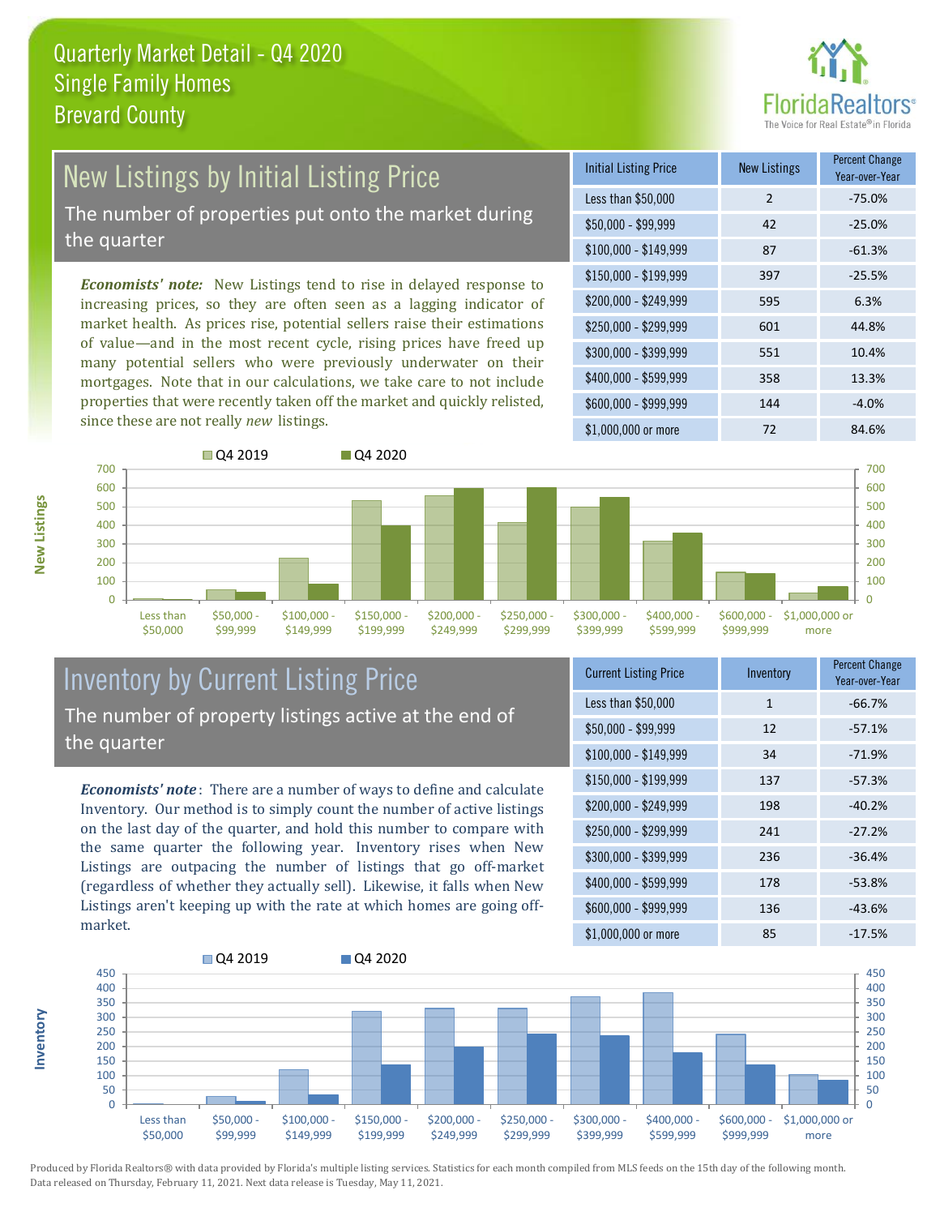# Quarterly Market Detail - Q4 2020
## Single Family Homes
## Brevard County

## New Listings by Initial Listing Price

The number of properties put onto the market during the quarter

*Economists' note:* New Listings tend to rise in delayed response to increasing prices, so they are often seen as a lagging indicator of market health. As prices rise, potential sellers raise their estimations of value—and in the most recent cycle, rising prices have freed up many potential sellers who were previously underwater on their mortgages. Note that in our calculations, we take care to not include properties that were recently taken off the market and quickly relisted, since these are not really *new* listings.

| Initial Listing Price | New Listings | Percent Change Year-over-Year |
|---|---|---|
| Less than $50,000 | 2 | -75.0% |
| $50,000 - $99,999 | 42 | -25.0% |
| $100,000 - $149,999 | 87 | -61.3% |
| $150,000 - $199,999 | 397 | -25.5% |
| $200,000 - $249,999 | 595 | 6.3% |
| $250,000 - $299,999 | 601 | 44.8% |
| $300,000 - $399,999 | 551 | 10.4% |
| $400,000 - $599,999 | 358 | 13.3% |
| $600,000 - $999,999 | 144 | -4.0% |
| $1,000,000 or more | 72 | 84.6% |

## Inventory by Current Listing Price

The number of property listings active at the end of the quarter

*Economists' note*: There are a number of ways to define and calculate Inventory. Our method is to simply count the number of active listings on the last day of the quarter, and hold this number to compare with the same quarter the following year. Inventory rises when New Listings are outpacing the number of listings that go off-market (regardless of whether they actually sell). Likewise, it falls when New Listings aren't keeping up with the rate at which homes are going off-market.

| Current Listing Price | Inventory | Percent Change Year-over-Year |
|---|---|---|
| Less than $50,000 | 1 | -66.7% |
| $50,000 - $99,999 | 12 | -57.1% |
| $100,000 - $149,999 | 34 | -71.9% |
| $150,000 - $199,999 | 137 | -57.3% |
| $200,000 - $249,999 | 198 | -40.2% |
| $250,000 - $299,999 | 241 | -27.2% |
| $300,000 - $399,999 | 236 | -36.4% |
| $400,000 - $599,999 | 178 | -53.8% |
| $600,000 - $999,999 | 136 | -43.6% |
| $1,000,000 or more | 85 | -17.5% |

Produced by Florida Realtors® with data provided by Florida's multiple listing services. Statistics for each month compiled from MLS feeds on the 15th day of the following month. Data released on Thursday, February 11, 2021. Next data release is Tuesday, May 11, 2021.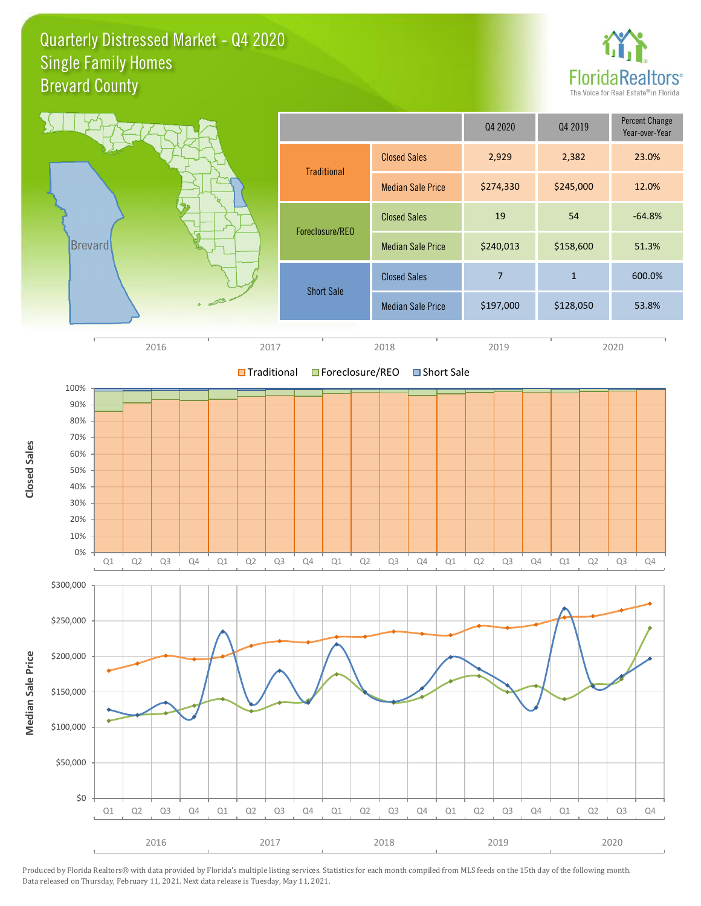# Quarterly Distressed Market - Q4 2020
## Single Family Homes
## Brevard County

FloridaRealtors®
The Voice for Real Estate® in Florida

Brevard

| | | Q4 2020 | Q4 2019 | Percent Change Year-over-Year |
|---|---|---|---|---|
| Traditional | Closed Sales | 2,929 | 2,382 | 23.0% |
| | Median Sale Price | $274,330 | $245,000 | 12.0% |
| Foreclosure/REO | Closed Sales | 19 | 54 | -64.8% |
| | Median Sale Price | $240,013 | $158,600 | 51.3% |
| Short Sale | Closed Sales | 7 | 1 | 600.0% |
| | Median Sale Price | $197,000 | $128,050 | 53.8% |

2016 2017 2018 2019 2020

Traditional Foreclosure/REO Short Sale

Closed Sales

100% 90% 80% 70% 60% 50% 40% 30% 20% 10% 0%

Q1 Q2 Q3 Q4 Q1 Q2 Q3 Q4 Q1 Q2 Q3 Q4 Q1 Q2 Q3 Q4 Q1 Q2 Q3 Q4

Median Sale Price

$300,000 $250,000 $200,000 $150,000 $100,000 $50,000 $0

Q1 Q2 Q3 Q4 Q1 Q2 Q3 Q4 Q1 Q2 Q3 Q4 Q1 Q2 Q3 Q4 Q1 Q2 Q3 Q4

2016 2017 2018 2019 2020

Produced by Florida Realtors® with data provided by Florida's multiple listing services. Statistics for each month compiled from MLS feeds on the 15th day of the following month. Data released on Thursday, February 11, 2021. Next data release is Tuesday, May 11, 2021.